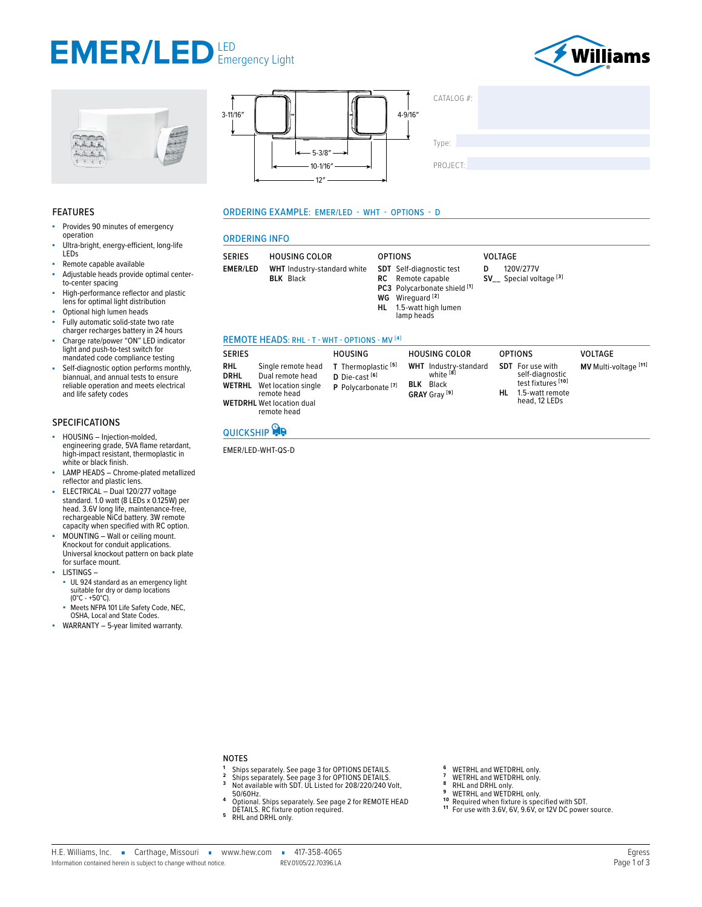# EMER/LED LED Emergency Light

Williams

3-11/16″ 4-9/16″ 5-3/8″ 10-1/16″ 12″

CATALOG #:

Type:

PROJECT:

## FEATURES

- Provides 90 minutes of emergency operation
- Ultra-bright, energy-efficient, long-life LEDs
- Remote capable available
- Adjustable heads provide optimal center-to-center spacing
- High-performance reflector and plastic lens for optimal light distribution
- Optional high lumen heads
- Fully automatic solid-state two rate charger recharges battery in 24 hours
- Charge rate/power "ON" LED indicator light and push-to-test switch for mandated code compliance testing
- Self-diagnostic option performs monthly, biannual, and annual tests to ensure reliable operation and meets electrical and life safety codes

## SPECIFICATIONS

- HOUSING – Injection-molded, engineering grade, 5VA flame retardant, high-impact resistant, thermoplastic in white or black finish.
- LAMP HEADS – Chrome-plated metallized reflector and plastic lens.
- ELECTRICAL – Dual 120/277 voltage standard. 1.0 watt (8 LEDs x 0.125W) per head. 3.6V long life, maintenance-free, rechargeable NiCd battery. 3W remote capacity when specified with RC option.
- MOUNTING – Wall or ceiling mount. Knockout for conduit applications. Universal knockout pattern on back plate for surface mount.
- LISTINGS –
  - UL 924 standard as an emergency light suitable for dry or damp locations (0°C - +50°C).
  - Meets NFPA 101 Life Safety Code, NEC, OSHA, Local and State Codes.
- WARRANTY – 5-year limited warranty.

## ORDERING EXAMPLE: EMER/LED - WHT - OPTIONS - D

## ORDERING INFO

| SERIES | HOUSING COLOR | OPTIONS | VOLTAGE |
|---|---|---|---|
| **EMER/LED** | **WHT** Industry-standard white<br>**BLK** Black | **SDT** Self-diagnostic test<br>**RC** Remote capable<br>**PC3** Polycarbonate shield [1]<br>**WG** Wireguard [2]<br>**HL** 1.5-watt high lumen lamp heads | **D** 120V/277V<br>**SV__** Special voltage [3] |

## REMOTE HEADS: RHL - T - WHT - OPTIONS - MV [4]

| SERIES | HOUSING | HOUSING COLOR | OPTIONS | VOLTAGE |
|---|---|---|---|---|
| **RHL** Single remote head<br>**DRHL** Dual remote head<br>**WETRHL** Wet location single remote head<br>**WETDRHL** Wet location dual remote head | **T** Thermoplastic [5]<br>**D** Die-cast [6]<br>**P** Polycarbonate [7] | **WHT** Industry-standard white [8]<br>**BLK** Black<br>**GRAY** Gray [9] | **SDT** For use with self-diagnostic test fixtures [10]<br>**HL** 1.5-watt remote head, 12 LEDs | **MV** Multi-voltage [11] |

## QUICKSHIP

EMER/LED-WHT-QS-D

## NOTES

1. Ships separately. See page 3 for OPTIONS DETAILS.
2. Ships separately. See page 3 for OPTIONS DETAILS.
3. Not available with SDT. UL Listed for 208/220/240 Volt, 50/60Hz.
4. Optional. Ships separately. See page 2 for REMOTE HEAD DETAILS. RC fixture option required.
5. RHL and DRHL only.
6. WETRHL and WETDRHL only.
7. WETRHL and WETDRHL only.
8. RHL and DRHL only.
9. WETRHL and WETDRHL only.
10. Required when fixture is specified with SDT.
11. For use with 3.6V, 6V, 9.6V, or 12V DC power source.

H.E. Williams, Inc. ▪ Carthage, Missouri ▪ www.hew.com ▪ 417-358-4065
Information contained herein is subject to change without notice. REV.01/05/22.70396.LA

Egress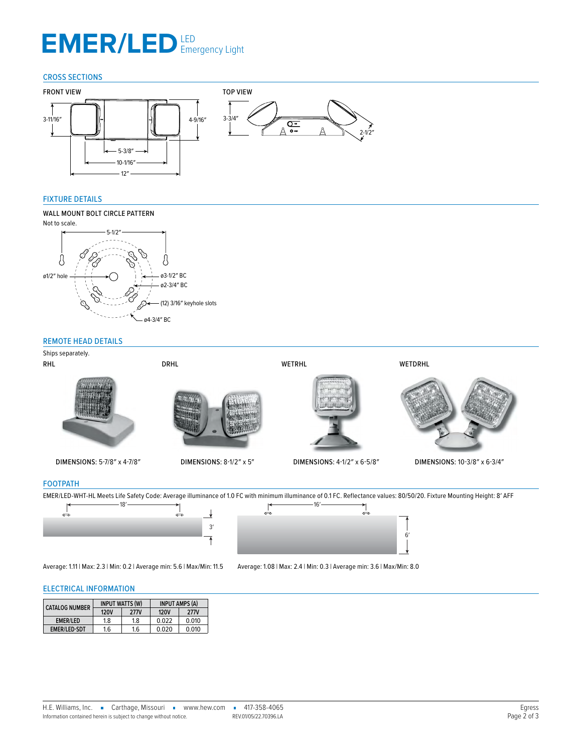# EMER/LED LED Emergency Light

## CROSS SECTIONS

FRONT VIEW

3-11/16″ 4-9/16″ 5-3/8″ 10-1/16″ 12″

TOP VIEW

3-3/4″ 2-1/2″

## FIXTURE DETAILS

WALL MOUNT BOLT CIRCLE PATTERN

Not to scale.

5-1/2″

ø1/2″ hole

ø3-1/2″ BC

ø2-3/4″ BC

(12) 3/16″ keyhole slots

ø4-3/4″ BC

## REMOTE HEAD DETAILS

Ships separately.

RHL

DIMENSIONS: 5-7/8″ x 4-7/8″

DRHL

DIMENSIONS: 8-1/2″ x 5″

WETRHL

DIMENSIONS: 4-1/2″ x 6-5/8″

WETDRHL

DIMENSIONS: 10-3/8″ x 6-3/4″

## FOOTPATH

EMER/LED-WHT-HL Meets Life Safety Code: Average illuminance of 1.0 FC with minimum illuminance of 0.1 FC. Reflectance values: 80/50/20. Fixture Mounting Height: 8′ AFF

18′ 3′

Average: 1.11 | Max: 2.3 | Min: 0.2 | Average min: 5.6 | Max/Min: 11.5

16′ 6′

Average: 1.08 | Max: 2.4 | Min: 0.3 | Average min: 3.6 | Max/Min: 8.0

## ELECTRICAL INFORMATION

| CATALOG NUMBER | INPUT WATTS (W) | | INPUT AMPS (A) | |
|---|---|---|---|---|
| | 120V | 277V | 120V | 277V |
| EMER/LED | 1.8 | 1.8 | 0.022 | 0.010 |
| EMER/LED-SDT | 1.6 | 1.6 | 0.020 | 0.010 |

H.E. Williams, Inc. ▪ Carthage, Missouri ▪ www.hew.com ▪ 417-358-4065

Information contained herein is subject to change without notice. REV.01/05/22.70396.LA

Egress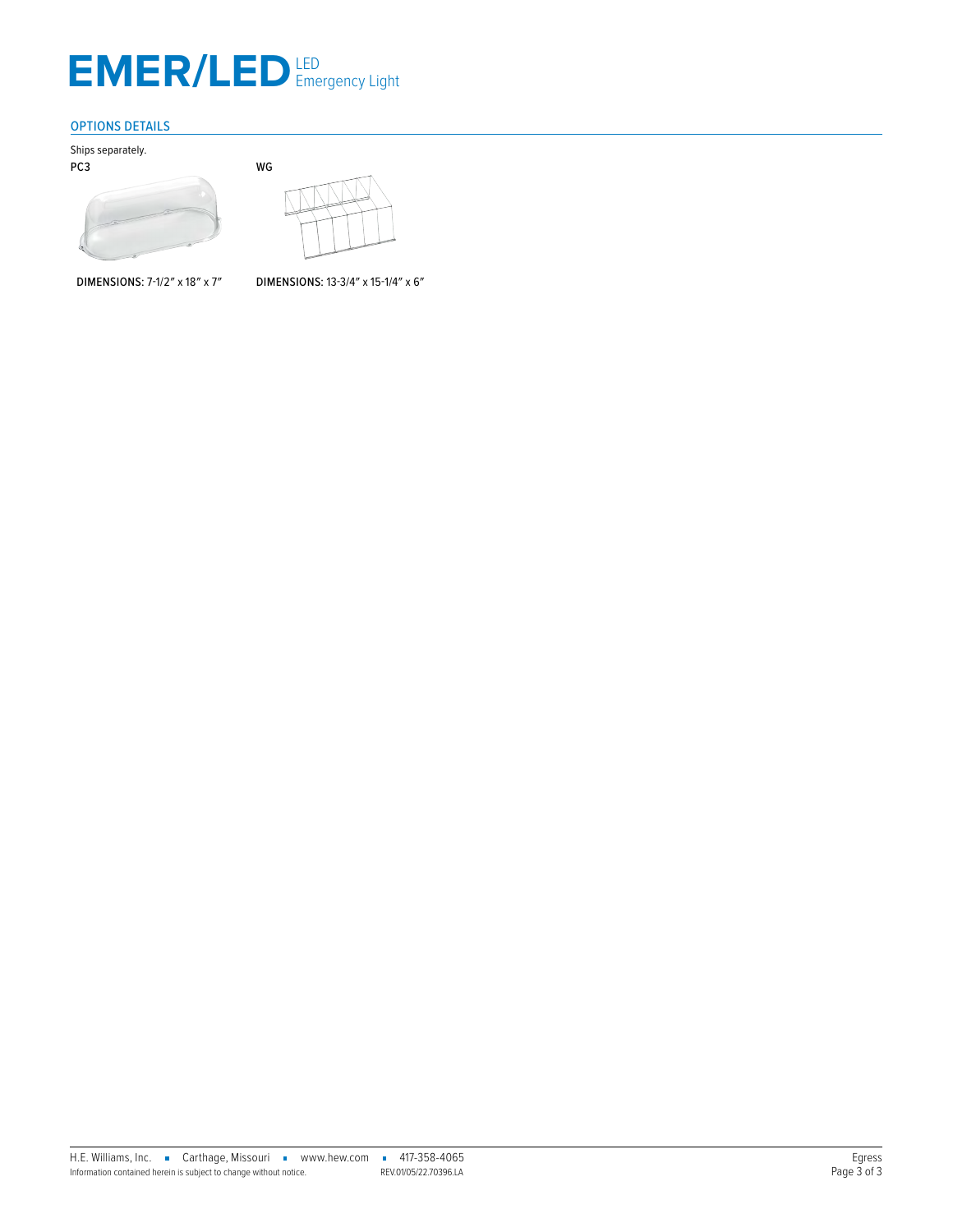# EMER/LED LED Emergency Light

## OPTIONS DETAILS

Ships separately.

**PC3**

**DIMENSIONS:** 7-1/2″ x 18″ x 7″

**WG**

**DIMENSIONS:** 13-3/4″ x 15-1/4″ x 6″

H.E. Williams, Inc. ▪ Carthage, Missouri ▪ www.hew.com ▪ 417-358-4065
Information contained herein is subject to change without notice. REV.01/05/22.70396.LA

Egress